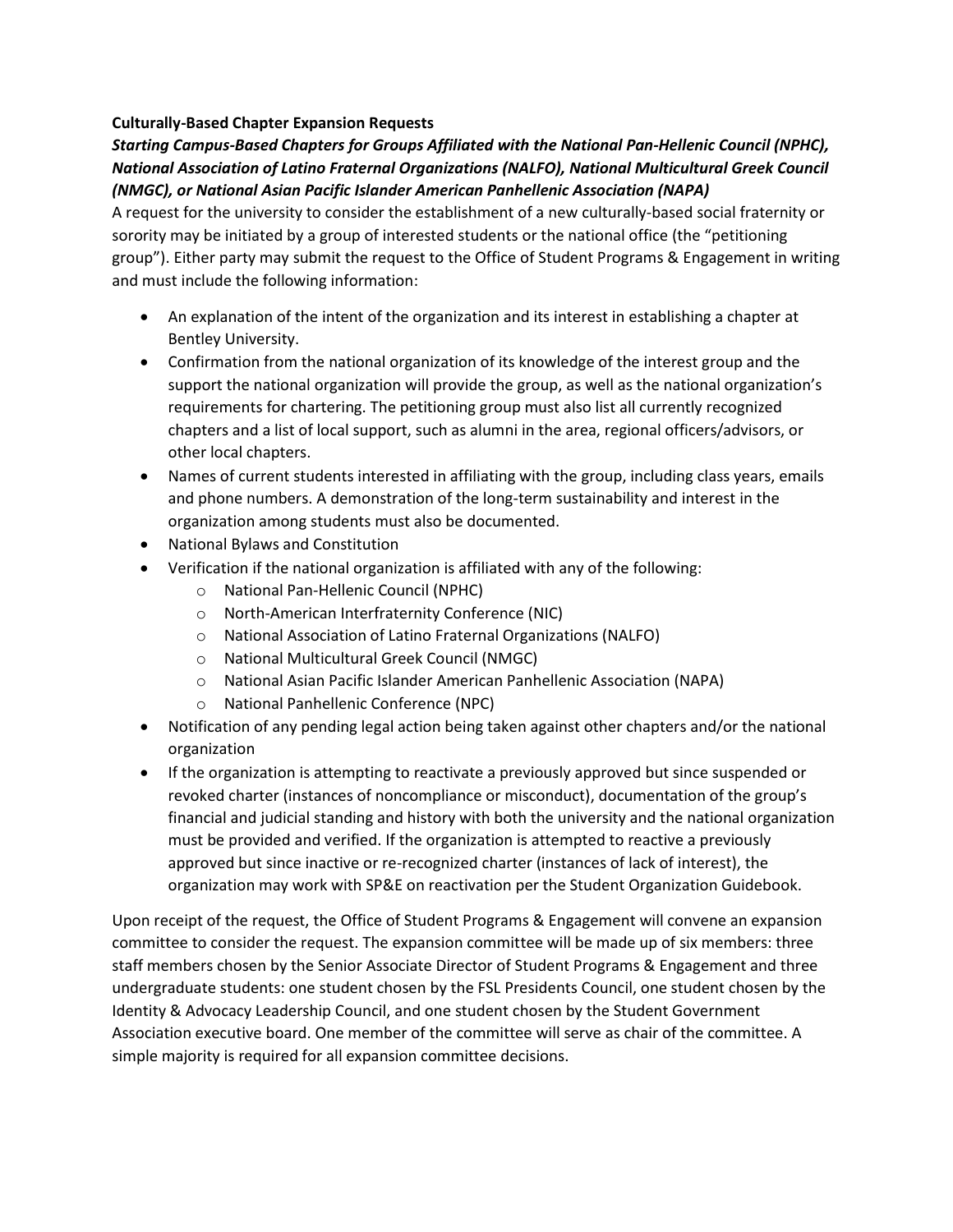**Culturally-Based Chapter Expansion Requests**

***Starting Campus-Based Chapters for Groups Affiliated with the National Pan-Hellenic Council (NPHC), National Association of Latino Fraternal Organizations (NALFO), National Multicultural Greek Council (NMGC), or National Asian Pacific Islander American Panhellenic Association (NAPA)***

A request for the university to consider the establishment of a new culturally-based social fraternity or sorority may be initiated by a group of interested students or the national office (the "petitioning group"). Either party may submit the request to the Office of Student Programs & Engagement in writing and must include the following information:

- An explanation of the intent of the organization and its interest in establishing a chapter at Bentley University.
- Confirmation from the national organization of its knowledge of the interest group and the support the national organization will provide the group, as well as the national organization's requirements for chartering. The petitioning group must also list all currently recognized chapters and a list of local support, such as alumni in the area, regional officers/advisors, or other local chapters.
- Names of current students interested in affiliating with the group, including class years, emails and phone numbers. A demonstration of the long-term sustainability and interest in the organization among students must also be documented.
- National Bylaws and Constitution
- Verification if the national organization is affiliated with any of the following:
    - National Pan-Hellenic Council (NPHC)
    - North-American Interfraternity Conference (NIC)
    - National Association of Latino Fraternal Organizations (NALFO)
    - National Multicultural Greek Council (NMGC)
    - National Asian Pacific Islander American Panhellenic Association (NAPA)
    - National Panhellenic Conference (NPC)
- Notification of any pending legal action being taken against other chapters and/or the national organization
- If the organization is attempting to reactivate a previously approved but since suspended or revoked charter (instances of noncompliance or misconduct), documentation of the group's financial and judicial standing and history with both the university and the national organization must be provided and verified. If the organization is attempted to reactive a previously approved but since inactive or re-recognized charter (instances of lack of interest), the organization may work with SP&E on reactivation per the Student Organization Guidebook.

Upon receipt of the request, the Office of Student Programs & Engagement will convene an expansion committee to consider the request. The expansion committee will be made up of six members: three staff members chosen by the Senior Associate Director of Student Programs & Engagement and three undergraduate students: one student chosen by the FSL Presidents Council, one student chosen by the Identity & Advocacy Leadership Council, and one student chosen by the Student Government Association executive board. One member of the committee will serve as chair of the committee. A simple majority is required for all expansion committee decisions.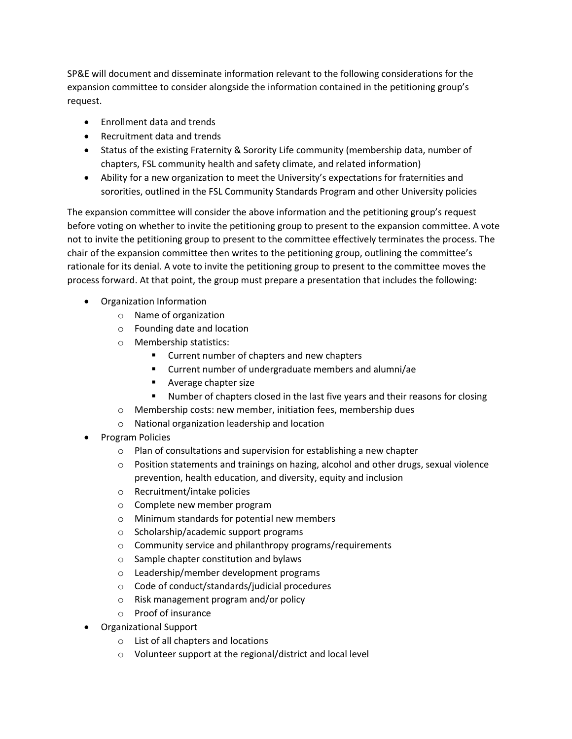SP&E will document and disseminate information relevant to the following considerations for the expansion committee to consider alongside the information contained in the petitioning group's request.

- Enrollment data and trends
- Recruitment data and trends
- Status of the existing Fraternity & Sorority Life community (membership data, number of chapters, FSL community health and safety climate, and related information)
- Ability for a new organization to meet the University's expectations for fraternities and sororities, outlined in the FSL Community Standards Program and other University policies

The expansion committee will consider the above information and the petitioning group's request before voting on whether to invite the petitioning group to present to the expansion committee. A vote not to invite the petitioning group to present to the committee effectively terminates the process. The chair of the expansion committee then writes to the petitioning group, outlining the committee's rationale for its denial. A vote to invite the petitioning group to present to the committee moves the process forward. At that point, the group must prepare a presentation that includes the following:

- Organization Information
  - Name of organization
  - Founding date and location
  - Membership statistics:
    - Current number of chapters and new chapters
    - Current number of undergraduate members and alumni/ae
    - Average chapter size
    - Number of chapters closed in the last five years and their reasons for closing
  - Membership costs: new member, initiation fees, membership dues
  - National organization leadership and location
- Program Policies
  - Plan of consultations and supervision for establishing a new chapter
  - Position statements and trainings on hazing, alcohol and other drugs, sexual violence prevention, health education, and diversity, equity and inclusion
  - Recruitment/intake policies
  - Complete new member program
  - Minimum standards for potential new members
  - Scholarship/academic support programs
  - Community service and philanthropy programs/requirements
  - Sample chapter constitution and bylaws
  - Leadership/member development programs
  - Code of conduct/standards/judicial procedures
  - Risk management program and/or policy
  - Proof of insurance
- Organizational Support
  - List of all chapters and locations
  - Volunteer support at the regional/district and local level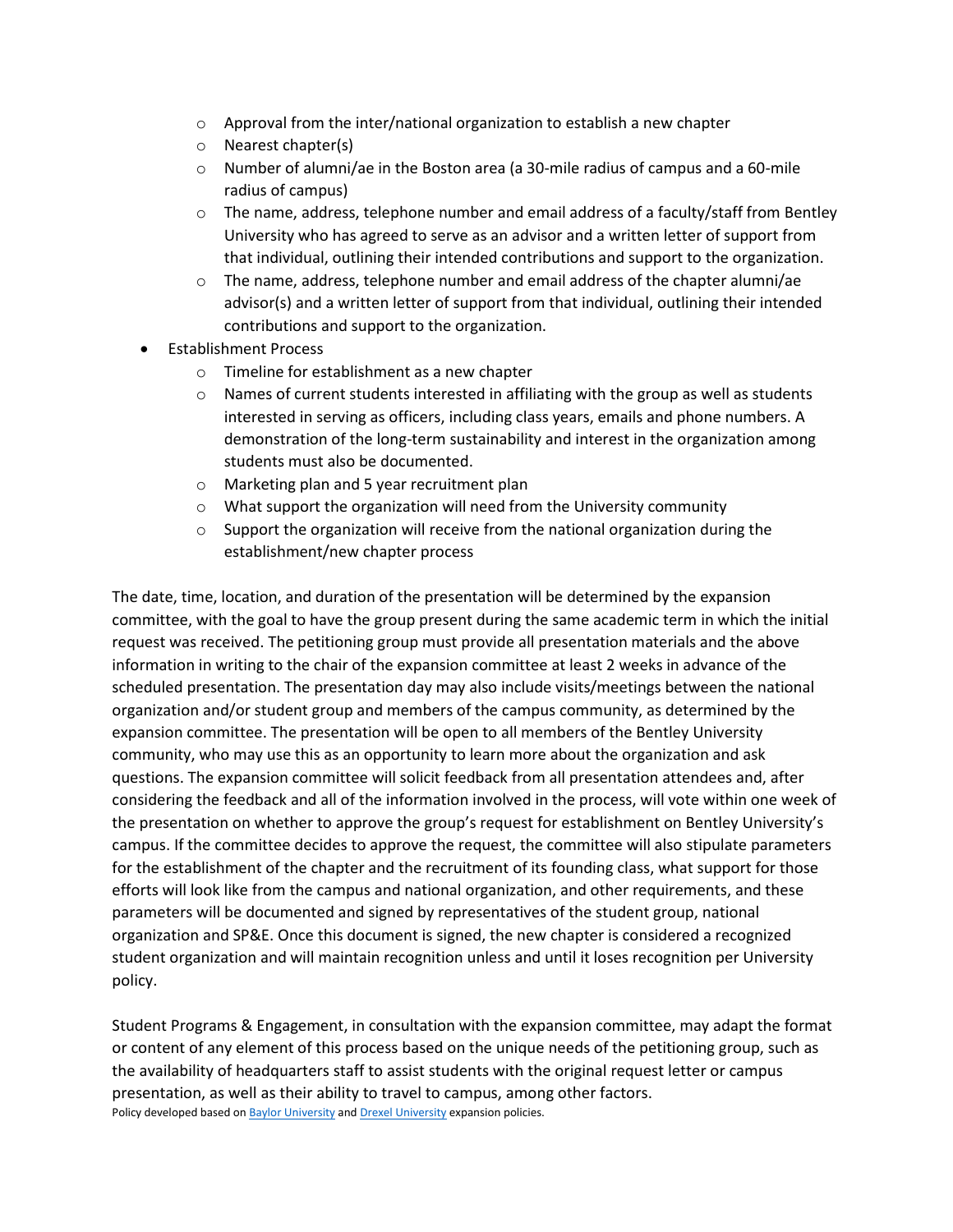- Approval from the inter/national organization to establish a new chapter
  - Nearest chapter(s)
  - Number of alumni/ae in the Boston area (a 30-mile radius of campus and a 60-mile radius of campus)
  - The name, address, telephone number and email address of a faculty/staff from Bentley University who has agreed to serve as an advisor and a written letter of support from that individual, outlining their intended contributions and support to the organization.
  - The name, address, telephone number and email address of the chapter alumni/ae advisor(s) and a written letter of support from that individual, outlining their intended contributions and support to the organization.
- Establishment Process
  - Timeline for establishment as a new chapter
  - Names of current students interested in affiliating with the group as well as students interested in serving as officers, including class years, emails and phone numbers. A demonstration of the long-term sustainability and interest in the organization among students must also be documented.
  - Marketing plan and 5 year recruitment plan
  - What support the organization will need from the University community
  - Support the organization will receive from the national organization during the establishment/new chapter process

The date, time, location, and duration of the presentation will be determined by the expansion committee, with the goal to have the group present during the same academic term in which the initial request was received. The petitioning group must provide all presentation materials and the above information in writing to the chair of the expansion committee at least 2 weeks in advance of the scheduled presentation. The presentation day may also include visits/meetings between the national organization and/or student group and members of the campus community, as determined by the expansion committee. The presentation will be open to all members of the Bentley University community, who may use this as an opportunity to learn more about the organization and ask questions. The expansion committee will solicit feedback from all presentation attendees and, after considering the feedback and all of the information involved in the process, will vote within one week of the presentation on whether to approve the group's request for establishment on Bentley University's campus. If the committee decides to approve the request, the committee will also stipulate parameters for the establishment of the chapter and the recruitment of its founding class, what support for those efforts will look like from the campus and national organization, and other requirements, and these parameters will be documented and signed by representatives of the student group, national organization and SP&E. Once this document is signed, the new chapter is considered a recognized student organization and will maintain recognition unless and until it loses recognition per University policy.

Student Programs & Engagement, in consultation with the expansion committee, may adapt the format or content of any element of this process based on the unique needs of the petitioning group, such as the availability of headquarters staff to assist students with the original request letter or campus presentation, as well as their ability to travel to campus, among other factors.

Policy developed based on Baylor University and Drexel University expansion policies.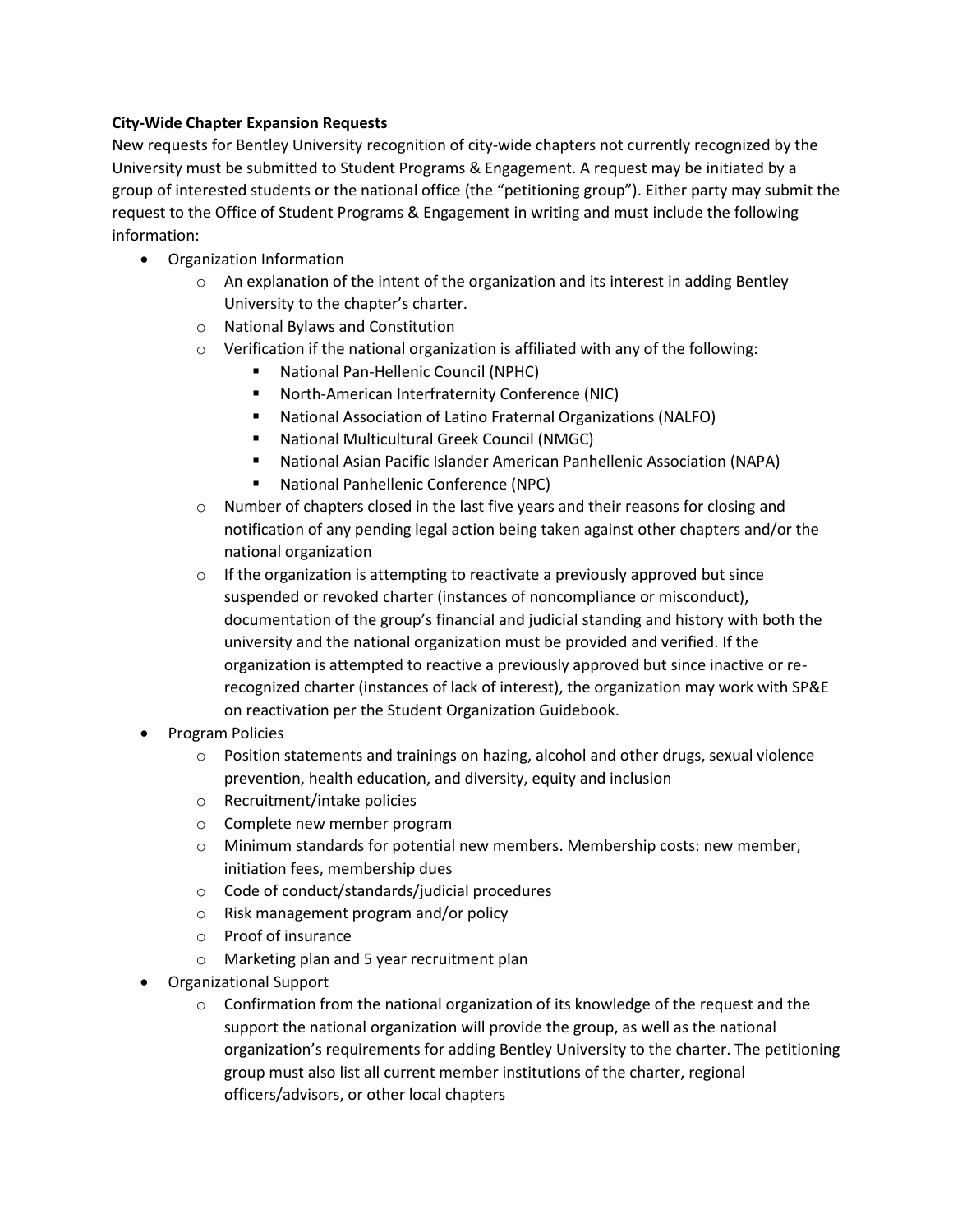**City-Wide Chapter Expansion Requests**

New requests for Bentley University recognition of city-wide chapters not currently recognized by the University must be submitted to Student Programs & Engagement. A request may be initiated by a group of interested students or the national office (the "petitioning group"). Either party may submit the request to the Office of Student Programs & Engagement in writing and must include the following information:

- Organization Information
  - An explanation of the intent of the organization and its interest in adding Bentley University to the chapter's charter.
  - National Bylaws and Constitution
  - Verification if the national organization is affiliated with any of the following:
    - National Pan-Hellenic Council (NPHC)
    - North-American Interfraternity Conference (NIC)
    - National Association of Latino Fraternal Organizations (NALFO)
    - National Multicultural Greek Council (NMGC)
    - National Asian Pacific Islander American Panhellenic Association (NAPA)
    - National Panhellenic Conference (NPC)
  - Number of chapters closed in the last five years and their reasons for closing and notification of any pending legal action being taken against other chapters and/or the national organization
  - If the organization is attempting to reactivate a previously approved but since suspended or revoked charter (instances of noncompliance or misconduct), documentation of the group's financial and judicial standing and history with both the university and the national organization must be provided and verified. If the organization is attempted to reactive a previously approved but since inactive or re-recognized charter (instances of lack of interest), the organization may work with SP&E on reactivation per the Student Organization Guidebook.
- Program Policies
  - Position statements and trainings on hazing, alcohol and other drugs, sexual violence prevention, health education, and diversity, equity and inclusion
  - Recruitment/intake policies
  - Complete new member program
  - Minimum standards for potential new members. Membership costs: new member, initiation fees, membership dues
  - Code of conduct/standards/judicial procedures
  - Risk management program and/or policy
  - Proof of insurance
  - Marketing plan and 5 year recruitment plan
- Organizational Support
  - Confirmation from the national organization of its knowledge of the request and the support the national organization will provide the group, as well as the national organization's requirements for adding Bentley University to the charter. The petitioning group must also list all current member institutions of the charter, regional officers/advisors, or other local chapters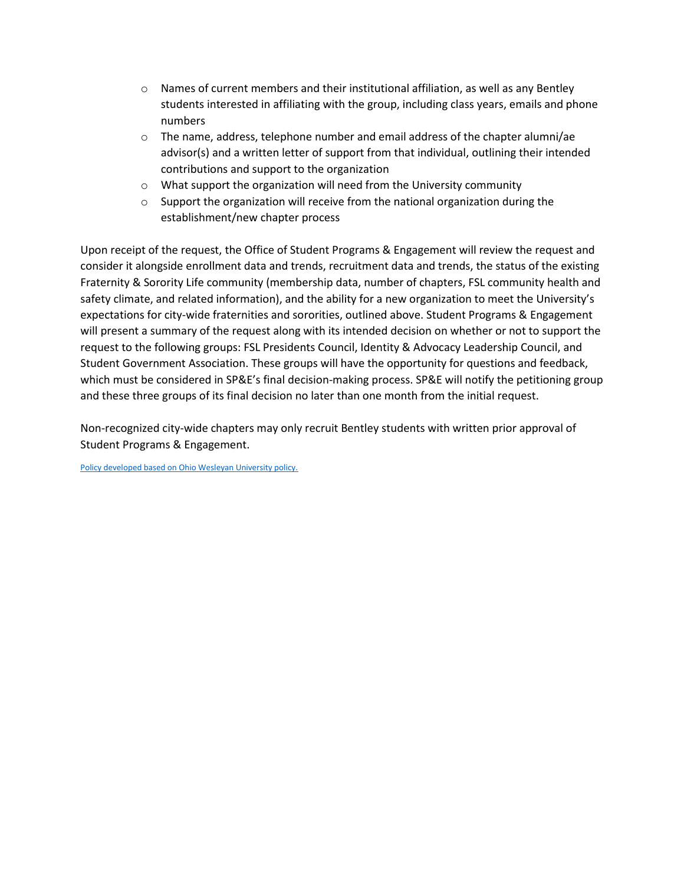- Names of current members and their institutional affiliation, as well as any Bentley students interested in affiliating with the group, including class years, emails and phone numbers
- The name, address, telephone number and email address of the chapter alumni/ae advisor(s) and a written letter of support from that individual, outlining their intended contributions and support to the organization
- What support the organization will need from the University community
- Support the organization will receive from the national organization during the establishment/new chapter process

Upon receipt of the request, the Office of Student Programs & Engagement will review the request and consider it alongside enrollment data and trends, recruitment data and trends, the status of the existing Fraternity & Sorority Life community (membership data, number of chapters, FSL community health and safety climate, and related information), and the ability for a new organization to meet the University's expectations for city-wide fraternities and sororities, outlined above. Student Programs & Engagement will present a summary of the request along with its intended decision on whether or not to support the request to the following groups: FSL Presidents Council, Identity & Advocacy Leadership Council, and Student Government Association. These groups will have the opportunity for questions and feedback, which must be considered in SP&E's final decision-making process. SP&E will notify the petitioning group and these three groups of its final decision no later than one month from the initial request.

Non-recognized city-wide chapters may only recruit Bentley students with written prior approval of Student Programs & Engagement.

Policy developed based on Ohio Wesleyan University policy.